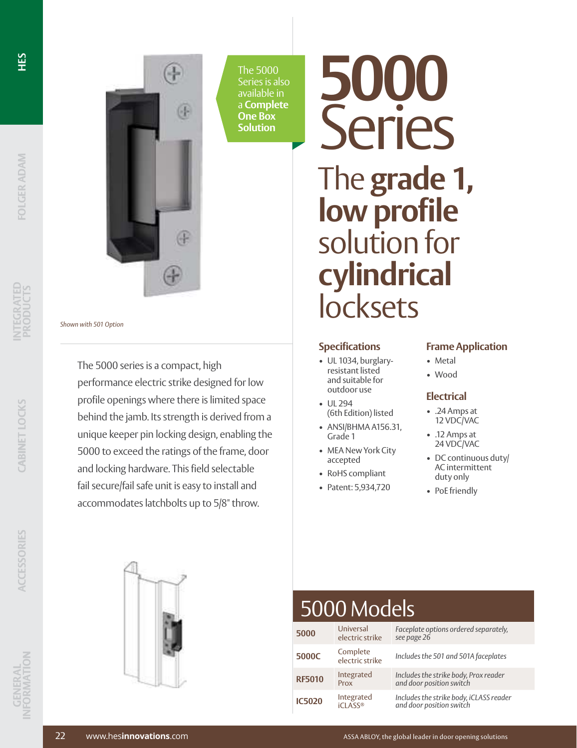*Shown with 501 Option*

The 5000 Series is also available in a **Complete One Box Solution**

# 5000 Series

## The **grade 1, low profile** solution for **cylindrical** locksets

The 5000 series is a compact, high performance electric strike designed for low profile openings where there is limited space behind the jamb. Its strength is derived from a unique keeper pin locking design, enabling the 5000 to exceed the ratings of the frame, door and locking hardware. This field selectable fail secure/fail safe unit is easy to install and accommodates latchbolts up to 5/8" throw.

### Specifications

- UL 1034, burglary-resistant listed and suitable for outdoor use
- UL 294 (6th Edition) listed
- ANSI/BHMA A156.31, Grade 1
- MEA New York City accepted
- RoHS compliant
- Patent: 5,934,720

### Frame Application

- Metal
- Wood

### Electrical

- .24 Amps at 12 VDC/VAC
- .12 Amps at 24 VDC/VAC
- DC continuous duty/ AC intermittent duty only
- PoE friendly

## 5000 Models

| | | |
|---|---|---|
| **5000** | Universal electric strike | *Faceplate options ordered separately, see page 26* |
| **5000C** | Complete electric strike | *Includes the 501 and 501A faceplates* |
| **RF5010** | Integrated Prox | *Includes the strike body, Prox reader and door position switch* |
| **IC5020** | Integrated iCLASS® | *Includes the strike body, iCLASS reader and door position switch* |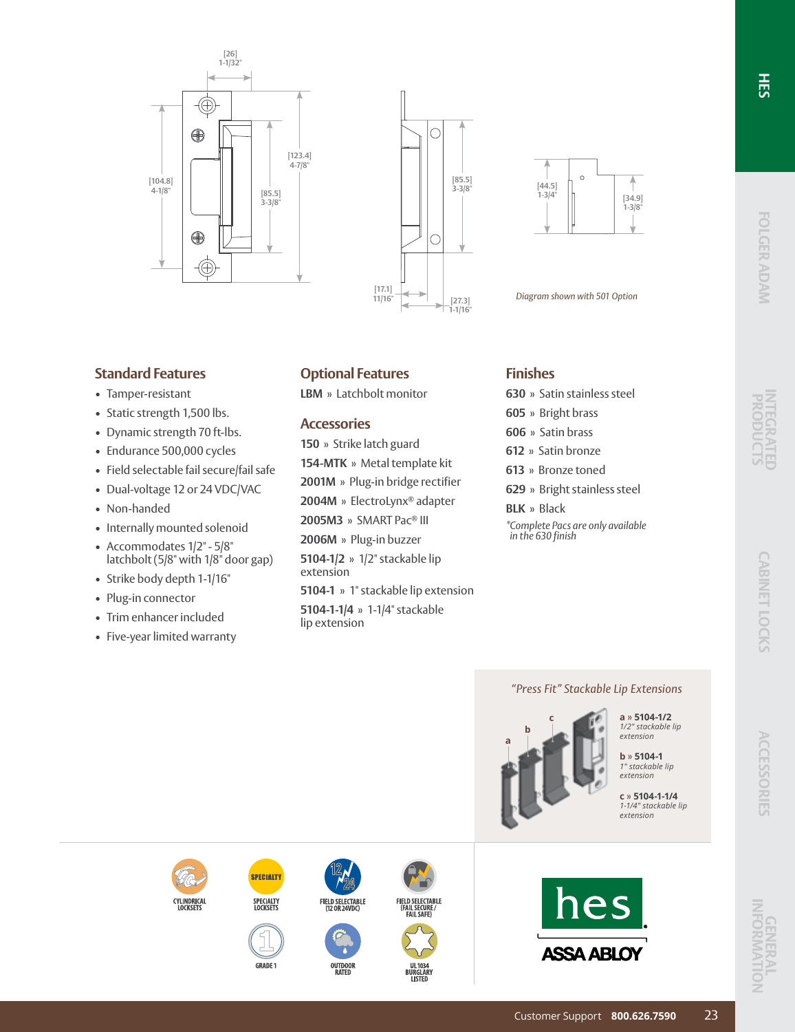[26]
1-1/32"

[104.8]
4-1/8"

[85.5]
3-3/8"

[123.4]
4-7/8"

[85.5]
3-3/8"

[17.1]
11/16"

[27.3]
1-1/16"

[44.5]
1-3/4"

[34.9]
1-3/8"

*Diagram shown with 501 Option*

## Standard Features

- Tamper-resistant
- Static strength 1,500 lbs.
- Dynamic strength 70 ft-lbs.
- Endurance 500,000 cycles
- Field selectable fail secure/fail safe
- Dual-voltage 12 or 24 VDC/VAC
- Non-handed
- Internally mounted solenoid
- Accommodates 1/2" - 5/8" latchbolt (5/8" with 1/8" door gap)
- Strike body depth 1-1/16"
- Plug-in connector
- Trim enhancer included
- Five-year limited warranty

## Optional Features

**LBM** » Latchbolt monitor

## Accessories

**150** » Strike latch guard
**154-MTK** » Metal template kit
**2001M** » Plug-in bridge rectifier
**2004M** » ElectroLynx® adapter
**2005M3** » SMART Pac® III
**2006M** » Plug-in buzzer
**5104-1/2** » 1/2" stackable lip extension
**5104-1** » 1" stackable lip extension
**5104-1-1/4** » 1-1/4" stackable lip extension

## Finishes

**630** » Satin stainless steel
**605** » Bright brass
**606** » Satin brass
**612** » Satin bronze
**613** » Bronze toned
**629** » Bright stainless steel
**BLK** » Black

*\*Complete Pacs are only available in the 630 finish*

### *"Press Fit" Stackable Lip Extensions*

**a » 5104-1/2**
*1/2" stackable lip extension*

**b » 5104-1**
*1" stackable lip extension*

**c » 5104-1-1/4**
*1-1/4" stackable lip extension*

CYLINDRICAL LOCKSETS
SPECIALTY LOCKSETS
FIELD SELECTABLE (12 OR 24VDC)
FIELD SELECTABLE (FAIL SECURE / FAIL SAFE)
GRADE 1
OUTDOOR RATED
UL 1034 BURGLARY LISTED

hes
ASSA ABLOY

Customer Support **800.626.7590**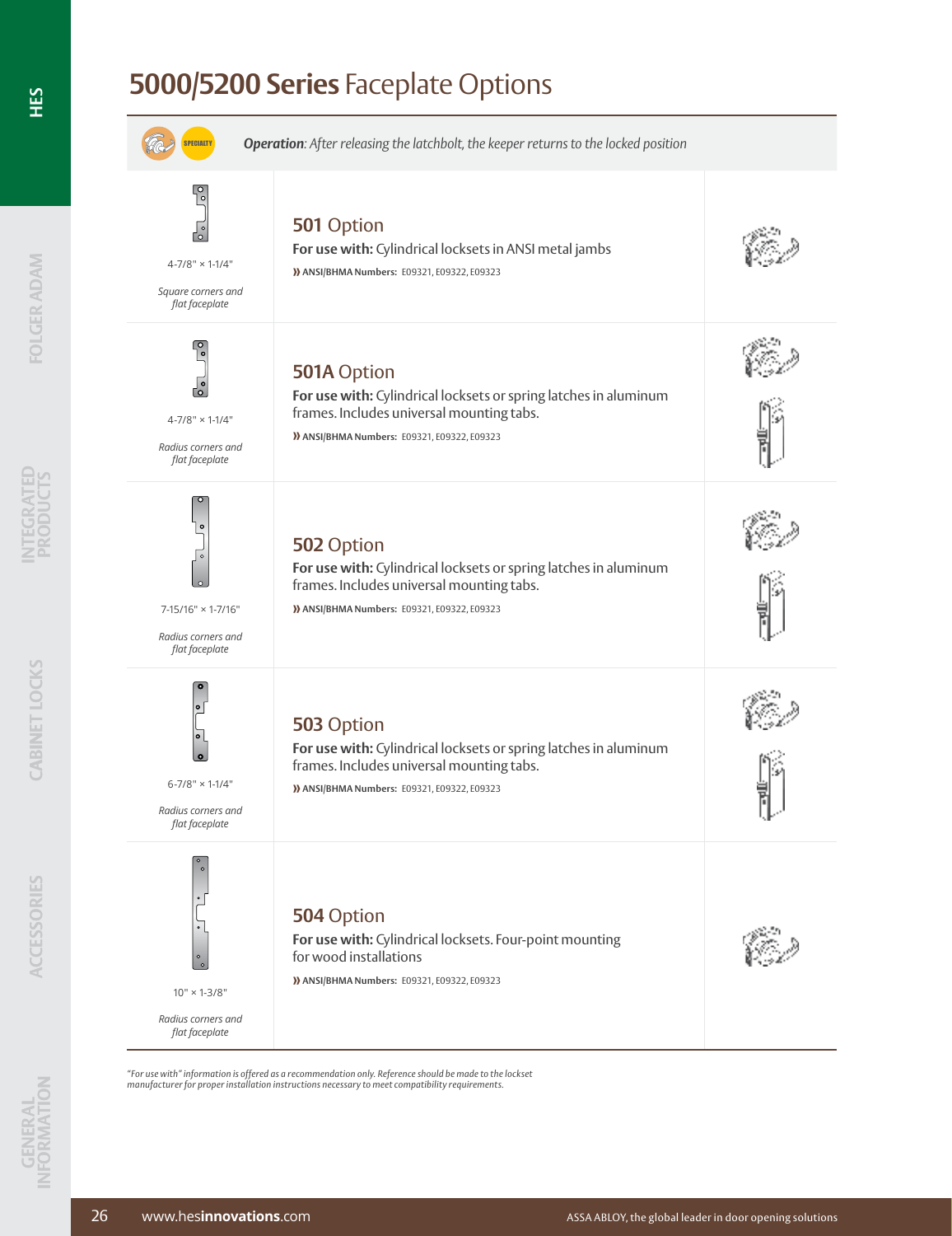# **5000/5200 Series** Faceplate Options

***Operation***: *After releasing the latchbolt, the keeper returns to the locked position*

| | | |
|---|---|---|
| 4-7/8" × 1-1/4"<br><br>*Square corners and flat faceplate* | **501** Option<br>**For use with:** Cylindrical locksets in ANSI metal jambs<br>**» ANSI/BHMA Numbers:** E09321, E09322, E09323 | |
| 4-7/8" × 1-1/4"<br><br>*Radius corners and flat faceplate* | **501A** Option<br>**For use with:** Cylindrical locksets or spring latches in aluminum frames. Includes universal mounting tabs.<br>**» ANSI/BHMA Numbers:** E09321, E09322, E09323 | |
| 7-15/16" × 1-7/16"<br><br>*Radius corners and flat faceplate* | **502** Option<br>**For use with:** Cylindrical locksets or spring latches in aluminum frames. Includes universal mounting tabs.<br>**» ANSI/BHMA Numbers:** E09321, E09322, E09323 | |
| 6-7/8" × 1-1/4"<br><br>*Radius corners and flat faceplate* | **503** Option<br>**For use with:** Cylindrical locksets or spring latches in aluminum frames. Includes universal mounting tabs.<br>**» ANSI/BHMA Numbers:** E09321, E09322, E09323 | |
| 10" × 1-3/8"<br><br>*Radius corners and flat faceplate* | **504** Option<br>**For use with:** Cylindrical locksets. Four-point mounting for wood installations<br>**» ANSI/BHMA Numbers:** E09321, E09322, E09323 | |

*"For use with" information is offered as a recommendation only. Reference should be made to the lockset manufacturer for proper installation instructions necessary to meet compatibility requirements.*